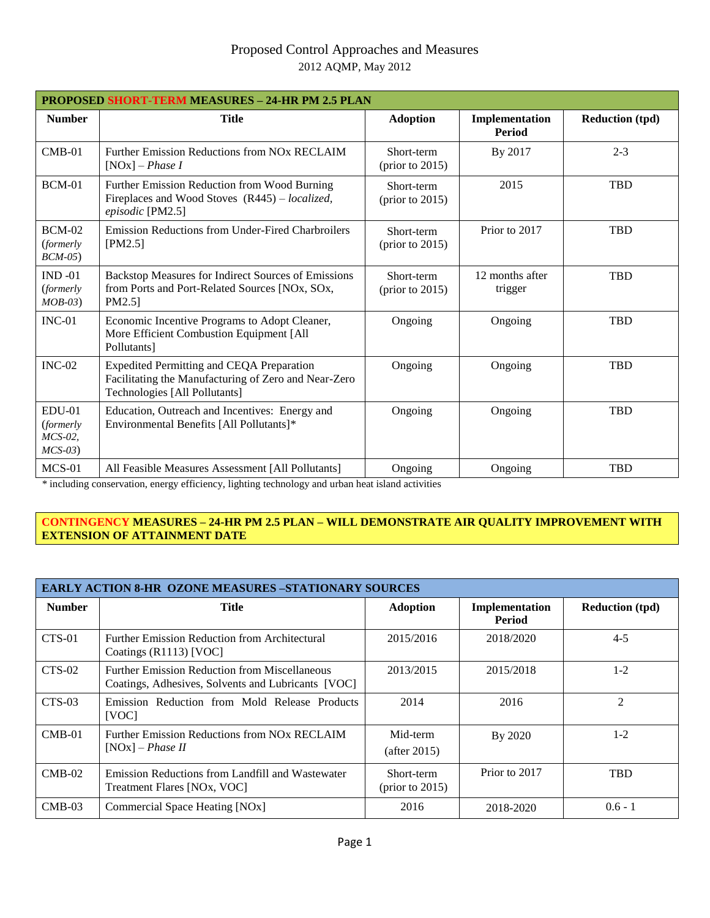# Proposed Control Approaches and Measures

2012 AQMP, May 2012

| **PROPOSED SHORT-TERM MEASURES – 24-HR PM 2.5 PLAN** | | | | |
|---|---|---|---|---|
| **Number** | **Title** | **Adoption** | **Implementation Period** | **Reduction (tpd)** |
| CMB-01 | Further Emission Reductions from NOx RECLAIM [NOx] – *Phase I* | Short-term (prior to 2015) | By 2017 | 2-3 |
| BCM-01 | Further Emission Reduction from Wood Burning Fireplaces and Wood Stoves (R445) – *localized, episodic* [PM2.5] | Short-term (prior to 2015) | 2015 | TBD |
| BCM-02 (*formerly BCM-05*) | Emission Reductions from Under-Fired Charbroilers [PM2.5] | Short-term (prior to 2015) | Prior to 2017 | TBD |
| IND -01 (*formerly MOB-03*) | Backstop Measures for Indirect Sources of Emissions from Ports and Port-Related Sources [NOx, SOx, PM2.5] | Short-term (prior to 2015) | 12 months after trigger | TBD |
| INC-01 | Economic Incentive Programs to Adopt Cleaner, More Efficient Combustion Equipment [All Pollutants] | Ongoing | Ongoing | TBD |
| INC-02 | Expedited Permitting and CEQA Preparation Facilitating the Manufacturing of Zero and Near-Zero Technologies [All Pollutants] | Ongoing | Ongoing | TBD |
| EDU-01 (*formerly MCS-02, MCS-03*) | Education, Outreach and Incentives: Energy and Environmental Benefits [All Pollutants]* | Ongoing | Ongoing | TBD |
| MCS-01 | All Feasible Measures Assessment [All Pollutants] | Ongoing | Ongoing | TBD |

* including conservation, energy efficiency, lighting technology and urban heat island activities

**CONTINGENCY MEASURES – 24-HR PM 2.5 PLAN – WILL DEMONSTRATE AIR QUALITY IMPROVEMENT WITH EXTENSION OF ATTAINMENT DATE**

| **EARLY ACTION 8-HR OZONE MEASURES –STATIONARY SOURCES** | | | | |
|---|---|---|---|---|
| **Number** | **Title** | **Adoption** | **Implementation Period** | **Reduction (tpd)** |
| CTS-01 | Further Emission Reduction from Architectural Coatings (R1113) [VOC] | 2015/2016 | 2018/2020 | 4-5 |
| CTS-02 | Further Emission Reduction from Miscellaneous Coatings, Adhesives, Solvents and Lubricants [VOC] | 2013/2015 | 2015/2018 | 1-2 |
| CTS-03 | Emission Reduction from Mold Release Products [VOC] | 2014 | 2016 | 2 |
| CMB-01 | Further Emission Reductions from NOx RECLAIM [NOx] – *Phase II* | Mid-term (after 2015) | By 2020 | 1-2 |
| CMB-02 | Emission Reductions from Landfill and Wastewater Treatment Flares [NOx, VOC] | Short-term (prior to 2015) | Prior to 2017 | TBD |
| CMB-03 | Commercial Space Heating [NOx] | 2016 | 2018-2020 | 0.6 - 1 |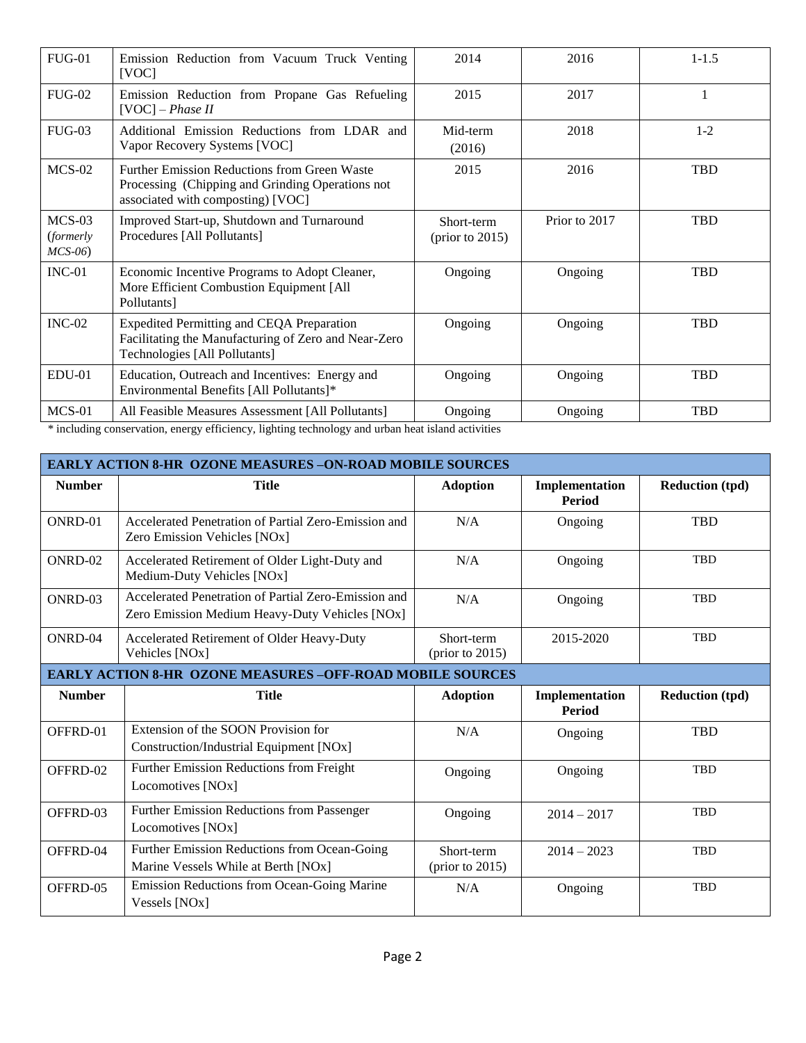| | | | | |
|---|---|---|---|---|
| FUG-01 | Emission Reduction from Vacuum Truck Venting [VOC] | 2014 | 2016 | 1-1.5 |
| FUG-02 | Emission Reduction from Propane Gas Refueling [VOC] – *Phase II* | 2015 | 2017 | 1 |
| FUG-03 | Additional Emission Reductions from LDAR and Vapor Recovery Systems [VOC] | Mid-term (2016) | 2018 | 1-2 |
| MCS-02 | Further Emission Reductions from Green Waste Processing (Chipping and Grinding Operations not associated with composting) [VOC] | 2015 | 2016 | TBD |
| MCS-03 (*formerly MCS-06*) | Improved Start-up, Shutdown and Turnaround Procedures [All Pollutants] | Short-term (prior to 2015) | Prior to 2017 | TBD |
| INC-01 | Economic Incentive Programs to Adopt Cleaner, More Efficient Combustion Equipment [All Pollutants] | Ongoing | Ongoing | TBD |
| INC-02 | Expedited Permitting and CEQA Preparation Facilitating the Manufacturing of Zero and Near-Zero Technologies [All Pollutants] | Ongoing | Ongoing | TBD |
| EDU-01 | Education, Outreach and Incentives: Energy and Environmental Benefits [All Pollutants]* | Ongoing | Ongoing | TBD |
| MCS-01 | All Feasible Measures Assessment [All Pollutants] | Ongoing | Ongoing | TBD |

* including conservation, energy efficiency, lighting technology and urban heat island activities

**EARLY ACTION 8-HR OZONE MEASURES –ON-ROAD MOBILE SOURCES**

| Number | Title | Adoption | Implementation Period | Reduction (tpd) |
|---|---|---|---|---|
| ONRD-01 | Accelerated Penetration of Partial Zero-Emission and Zero Emission Vehicles [NOx] | N/A | Ongoing | TBD |
| ONRD-02 | Accelerated Retirement of Older Light-Duty and Medium-Duty Vehicles [NOx] | N/A | Ongoing | TBD |
| ONRD-03 | Accelerated Penetration of Partial Zero-Emission and Zero Emission Medium Heavy-Duty Vehicles [NOx] | N/A | Ongoing | TBD |
| ONRD-04 | Accelerated Retirement of Older Heavy-Duty Vehicles [NOx] | Short-term (prior to 2015) | 2015-2020 | TBD |

**EARLY ACTION 8-HR OZONE MEASURES –OFF-ROAD MOBILE SOURCES**

| Number | Title | Adoption | Implementation Period | Reduction (tpd) |
|---|---|---|---|---|
| OFFRD-01 | Extension of the SOON Provision for Construction/Industrial Equipment [NOx] | N/A | Ongoing | TBD |
| OFFRD-02 | Further Emission Reductions from Freight Locomotives [NOx] | Ongoing | Ongoing | TBD |
| OFFRD-03 | Further Emission Reductions from Passenger Locomotives [NOx] | Ongoing | 2014 – 2017 | TBD |
| OFFRD-04 | Further Emission Reductions from Ocean-Going Marine Vessels While at Berth [NOx] | Short-term (prior to 2015) | 2014 – 2023 | TBD |
| OFFRD-05 | Emission Reductions from Ocean-Going Marine Vessels [NOx] | N/A | Ongoing | TBD |